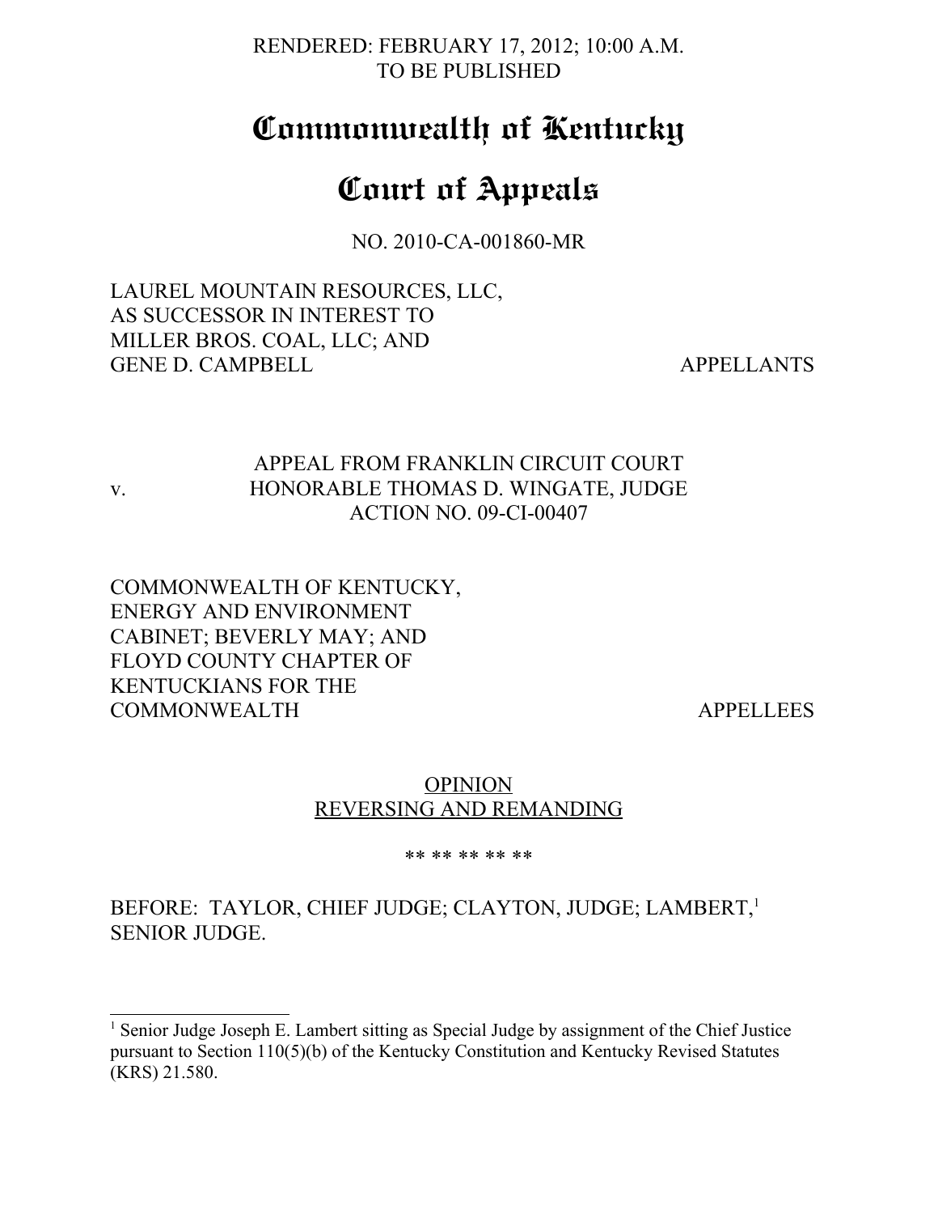RENDERED: FEBRUARY 17, 2012; 10:00 A.M.
TO BE PUBLISHED

# Commonwealth of Kentucky

# Court of Appeals

NO. 2010-CA-001860-MR

LAUREL MOUNTAIN RESOURCES, LLC,
AS SUCCESSOR IN INTEREST TO
MILLER BROS. COAL, LLC; AND
GENE D. CAMPBELL APPELLANTS

APPEAL FROM FRANKLIN CIRCUIT COURT
v. HONORABLE THOMAS D. WINGATE, JUDGE
ACTION NO. 09-CI-00407

COMMONWEALTH OF KENTUCKY,
ENERGY AND ENVIRONMENT
CABINET; BEVERLY MAY; AND
FLOYD COUNTY CHAPTER OF
KENTUCKIANS FOR THE
COMMONWEALTH APPELLEES

OPINION
REVERSING AND REMANDING

** ** ** ** **

BEFORE: TAYLOR, CHIEF JUDGE; CLAYTON, JUDGE; LAMBERT,[1] SENIOR JUDGE.

[1] Senior Judge Joseph E. Lambert sitting as Special Judge by assignment of the Chief Justice pursuant to Section 110(5)(b) of the Kentucky Constitution and Kentucky Revised Statutes (KRS) 21.580.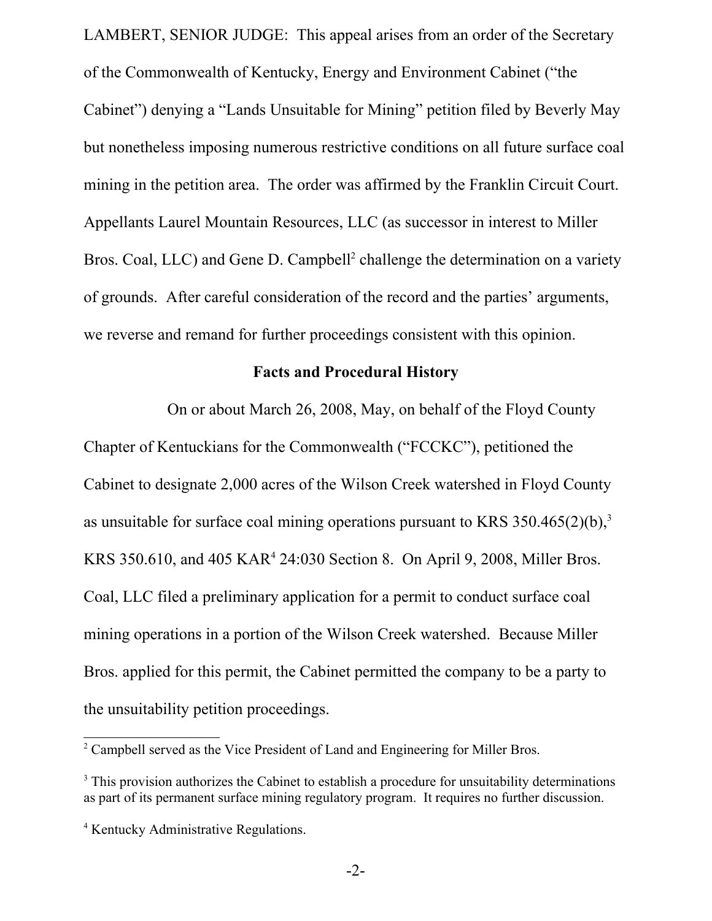LAMBERT, SENIOR JUDGE: This appeal arises from an order of the Secretary of the Commonwealth of Kentucky, Energy and Environment Cabinet ("the Cabinet") denying a "Lands Unsuitable for Mining" petition filed by Beverly May but nonetheless imposing numerous restrictive conditions on all future surface coal mining in the petition area. The order was affirmed by the Franklin Circuit Court. Appellants Laurel Mountain Resources, LLC (as successor in interest to Miller Bros. Coal, LLC) and Gene D. Campbell[2] challenge the determination on a variety of grounds. After careful consideration of the record and the parties' arguments, we reverse and remand for further proceedings consistent with this opinion.

**Facts and Procedural History**

On or about March 26, 2008, May, on behalf of the Floyd County Chapter of Kentuckians for the Commonwealth ("FCCKC"), petitioned the Cabinet to designate 2,000 acres of the Wilson Creek watershed in Floyd County as unsuitable for surface coal mining operations pursuant to KRS 350.465(2)(b),[3] KRS 350.610, and 405 KAR[4] 24:030 Section 8. On April 9, 2008, Miller Bros. Coal, LLC filed a preliminary application for a permit to conduct surface coal mining operations in a portion of the Wilson Creek watershed. Because Miller Bros. applied for this permit, the Cabinet permitted the company to be a party to the unsuitability petition proceedings.

---

[2] Campbell served as the Vice President of Land and Engineering for Miller Bros.

[3] This provision authorizes the Cabinet to establish a procedure for unsuitability determinations as part of its permanent surface mining regulatory program. It requires no further discussion.

[4] Kentucky Administrative Regulations.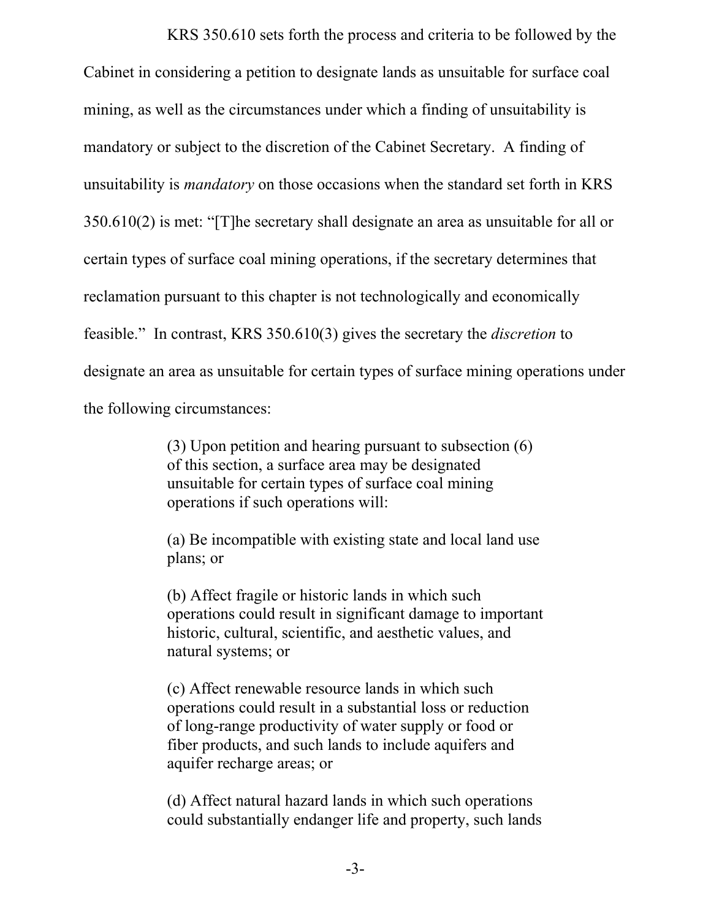KRS 350.610 sets forth the process and criteria to be followed by the Cabinet in considering a petition to designate lands as unsuitable for surface coal mining, as well as the circumstances under which a finding of unsuitability is mandatory or subject to the discretion of the Cabinet Secretary. A finding of unsuitability is *mandatory* on those occasions when the standard set forth in KRS 350.610(2) is met: "[T]he secretary shall designate an area as unsuitable for all or certain types of surface coal mining operations, if the secretary determines that reclamation pursuant to this chapter is not technologically and economically feasible." In contrast, KRS 350.610(3) gives the secretary the *discretion* to designate an area as unsuitable for certain types of surface mining operations under the following circumstances:

> (3) Upon petition and hearing pursuant to subsection (6) of this section, a surface area may be designated unsuitable for certain types of surface coal mining operations if such operations will:
>
> (a) Be incompatible with existing state and local land use plans; or
>
> (b) Affect fragile or historic lands in which such operations could result in significant damage to important historic, cultural, scientific, and aesthetic values, and natural systems; or
>
> (c) Affect renewable resource lands in which such operations could result in a substantial loss or reduction of long-range productivity of water supply or food or fiber products, and such lands to include aquifers and aquifer recharge areas; or
>
> (d) Affect natural hazard lands in which such operations could substantially endanger life and property, such lands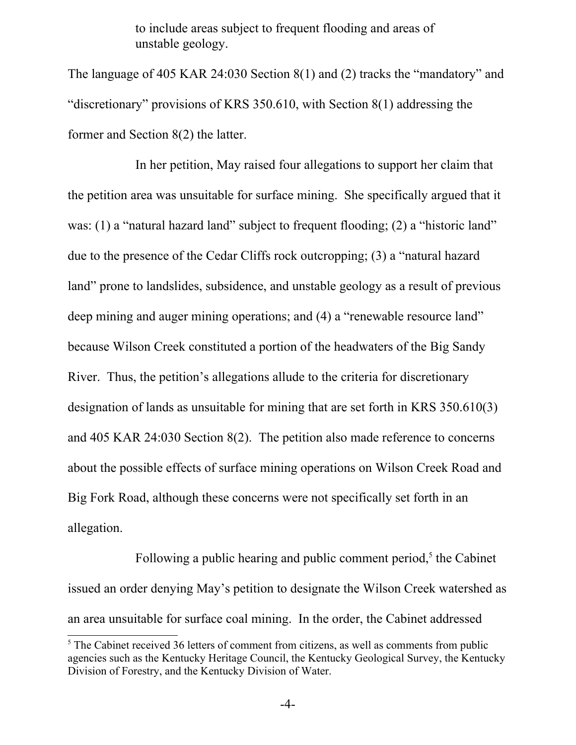to include areas subject to frequent flooding and areas of unstable geology.

The language of 405 KAR 24:030 Section 8(1) and (2) tracks the "mandatory" and "discretionary" provisions of KRS 350.610, with Section 8(1) addressing the former and Section 8(2) the latter.

In her petition, May raised four allegations to support her claim that the petition area was unsuitable for surface mining. She specifically argued that it was: (1) a "natural hazard land" subject to frequent flooding; (2) a "historic land" due to the presence of the Cedar Cliffs rock outcropping; (3) a "natural hazard land" prone to landslides, subsidence, and unstable geology as a result of previous deep mining and auger mining operations; and (4) a "renewable resource land" because Wilson Creek constituted a portion of the headwaters of the Big Sandy River. Thus, the petition's allegations allude to the criteria for discretionary designation of lands as unsuitable for mining that are set forth in KRS 350.610(3) and 405 KAR 24:030 Section 8(2). The petition also made reference to concerns about the possible effects of surface mining operations on Wilson Creek Road and Big Fork Road, although these concerns were not specifically set forth in an allegation.

Following a public hearing and public comment period,[5] the Cabinet issued an order denying May's petition to designate the Wilson Creek watershed as an area unsuitable for surface coal mining. In the order, the Cabinet addressed

[5] The Cabinet received 36 letters of comment from citizens, as well as comments from public agencies such as the Kentucky Heritage Council, the Kentucky Geological Survey, the Kentucky Division of Forestry, and the Kentucky Division of Water.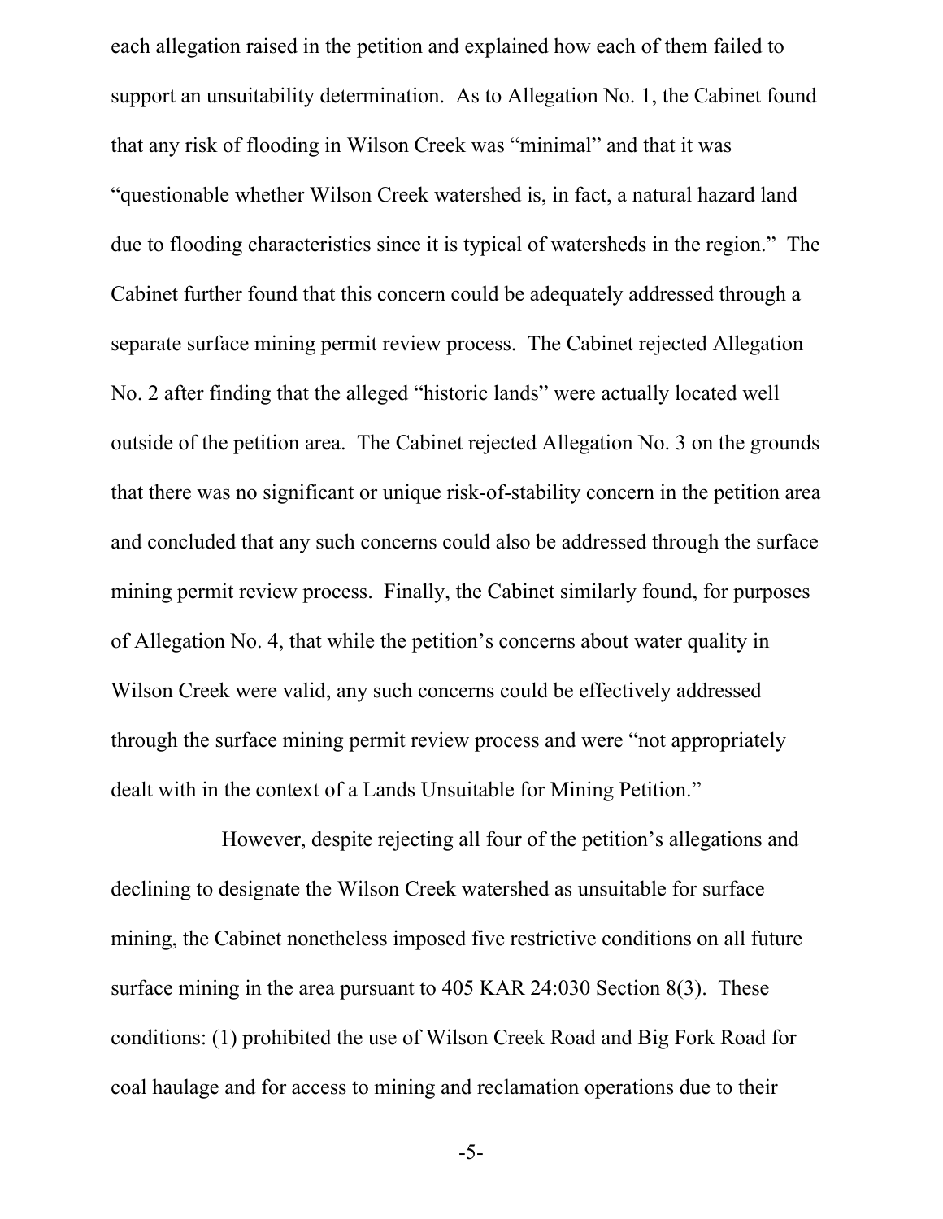each allegation raised in the petition and explained how each of them failed to support an unsuitability determination. As to Allegation No. 1, the Cabinet found that any risk of flooding in Wilson Creek was "minimal" and that it was "questionable whether Wilson Creek watershed is, in fact, a natural hazard land due to flooding characteristics since it is typical of watersheds in the region." The Cabinet further found that this concern could be adequately addressed through a separate surface mining permit review process. The Cabinet rejected Allegation No. 2 after finding that the alleged "historic lands" were actually located well outside of the petition area. The Cabinet rejected Allegation No. 3 on the grounds that there was no significant or unique risk-of-stability concern in the petition area and concluded that any such concerns could also be addressed through the surface mining permit review process. Finally, the Cabinet similarly found, for purposes of Allegation No. 4, that while the petition's concerns about water quality in Wilson Creek were valid, any such concerns could be effectively addressed through the surface mining permit review process and were "not appropriately dealt with in the context of a Lands Unsuitable for Mining Petition."

However, despite rejecting all four of the petition's allegations and declining to designate the Wilson Creek watershed as unsuitable for surface mining, the Cabinet nonetheless imposed five restrictive conditions on all future surface mining in the area pursuant to 405 KAR 24:030 Section 8(3). These conditions: (1) prohibited the use of Wilson Creek Road and Big Fork Road for coal haulage and for access to mining and reclamation operations due to their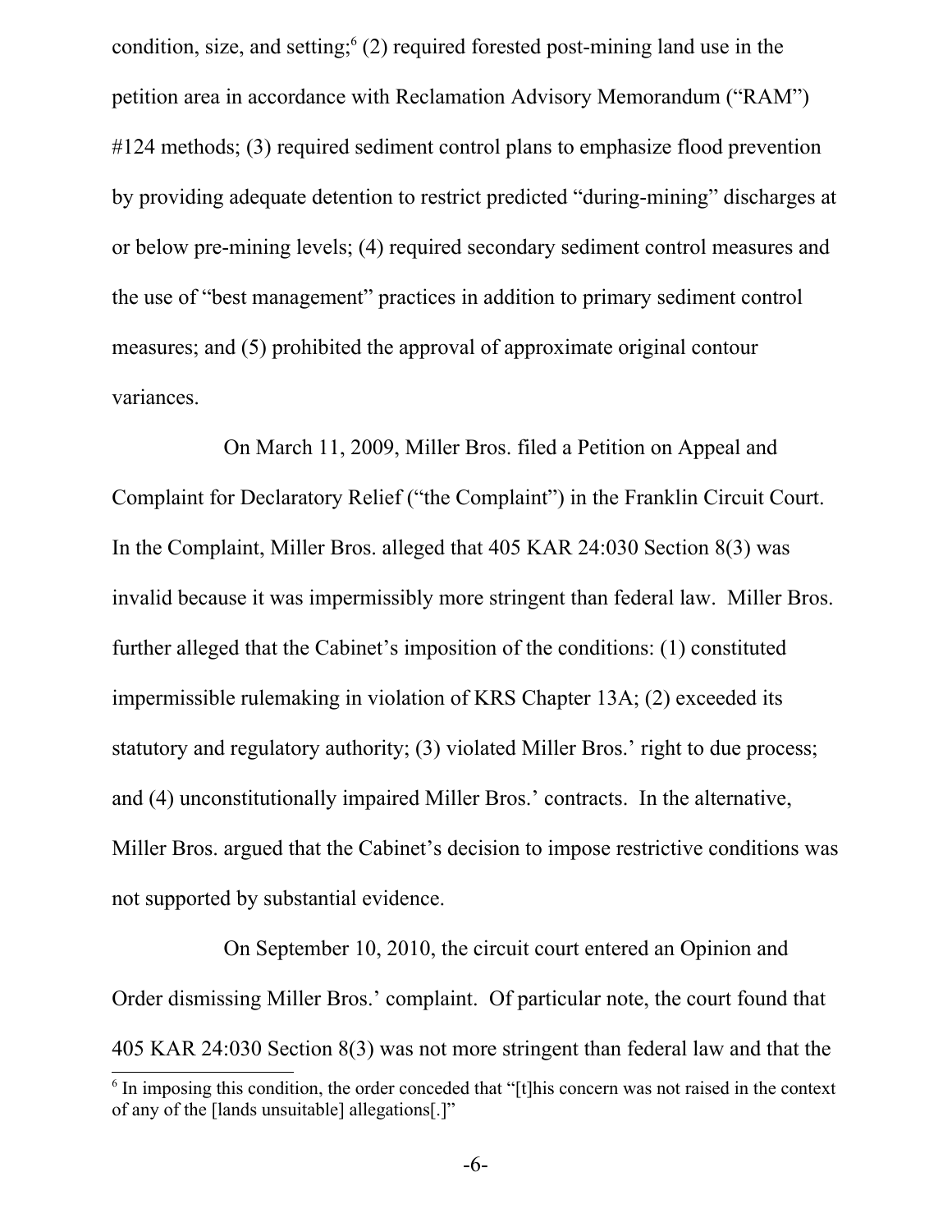condition, size, and setting;[6] (2) required forested post-mining land use in the petition area in accordance with Reclamation Advisory Memorandum ("RAM") #124 methods; (3) required sediment control plans to emphasize flood prevention by providing adequate detention to restrict predicted "during-mining" discharges at or below pre-mining levels; (4) required secondary sediment control measures and the use of "best management" practices in addition to primary sediment control measures; and (5) prohibited the approval of approximate original contour variances.

On March 11, 2009, Miller Bros. filed a Petition on Appeal and Complaint for Declaratory Relief ("the Complaint") in the Franklin Circuit Court. In the Complaint, Miller Bros. alleged that 405 KAR 24:030 Section 8(3) was invalid because it was impermissibly more stringent than federal law. Miller Bros. further alleged that the Cabinet's imposition of the conditions: (1) constituted impermissible rulemaking in violation of KRS Chapter 13A; (2) exceeded its statutory and regulatory authority; (3) violated Miller Bros.' right to due process; and (4) unconstitutionally impaired Miller Bros.' contracts. In the alternative, Miller Bros. argued that the Cabinet's decision to impose restrictive conditions was not supported by substantial evidence.

On September 10, 2010, the circuit court entered an Opinion and Order dismissing Miller Bros.' complaint. Of particular note, the court found that 405 KAR 24:030 Section 8(3) was not more stringent than federal law and that the

[6] In imposing this condition, the order conceded that "[t]his concern was not raised in the context of any of the [lands unsuitable] allegations[.]"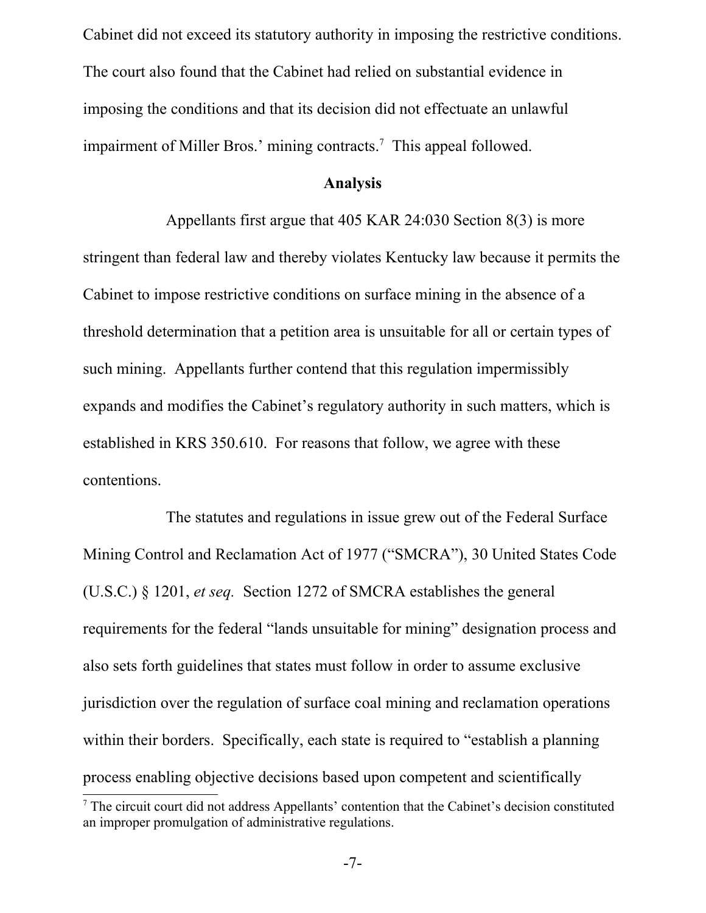Cabinet did not exceed its statutory authority in imposing the restrictive conditions. The court also found that the Cabinet had relied on substantial evidence in imposing the conditions and that its decision did not effectuate an unlawful impairment of Miller Bros.' mining contracts.[7] This appeal followed.

## Analysis

Appellants first argue that 405 KAR 24:030 Section 8(3) is more stringent than federal law and thereby violates Kentucky law because it permits the Cabinet to impose restrictive conditions on surface mining in the absence of a threshold determination that a petition area is unsuitable for all or certain types of such mining. Appellants further contend that this regulation impermissibly expands and modifies the Cabinet's regulatory authority in such matters, which is established in KRS 350.610. For reasons that follow, we agree with these contentions.

The statutes and regulations in issue grew out of the Federal Surface Mining Control and Reclamation Act of 1977 ("SMCRA"), 30 United States Code (U.S.C.) § 1201, *et seq.* Section 1272 of SMCRA establishes the general requirements for the federal "lands unsuitable for mining" designation process and also sets forth guidelines that states must follow in order to assume exclusive jurisdiction over the regulation of surface coal mining and reclamation operations within their borders. Specifically, each state is required to "establish a planning process enabling objective decisions based upon competent and scientifically

[7] The circuit court did not address Appellants' contention that the Cabinet's decision constituted an improper promulgation of administrative regulations.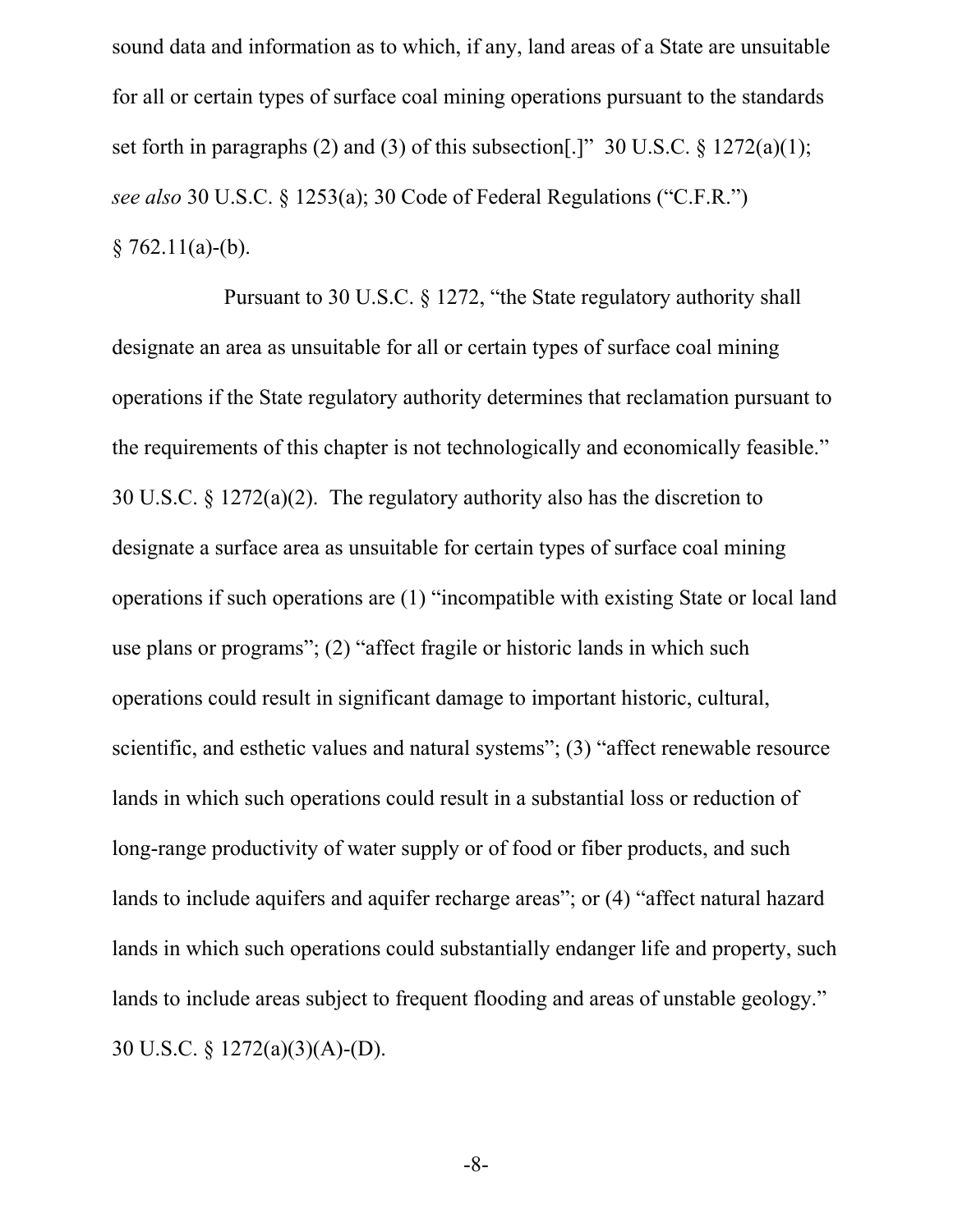sound data and information as to which, if any, land areas of a State are unsuitable for all or certain types of surface coal mining operations pursuant to the standards set forth in paragraphs (2) and (3) of this subsection[.]" 30 U.S.C. § 1272(a)(1); *see also* 30 U.S.C. § 1253(a); 30 Code of Federal Regulations ("C.F.R.") § 762.11(a)-(b).

Pursuant to 30 U.S.C. § 1272, "the State regulatory authority shall designate an area as unsuitable for all or certain types of surface coal mining operations if the State regulatory authority determines that reclamation pursuant to the requirements of this chapter is not technologically and economically feasible." 30 U.S.C. § 1272(a)(2). The regulatory authority also has the discretion to designate a surface area as unsuitable for certain types of surface coal mining operations if such operations are (1) "incompatible with existing State or local land use plans or programs"; (2) "affect fragile or historic lands in which such operations could result in significant damage to important historic, cultural, scientific, and esthetic values and natural systems"; (3) "affect renewable resource lands in which such operations could result in a substantial loss or reduction of long-range productivity of water supply or of food or fiber products, and such lands to include aquifers and aquifer recharge areas"; or (4) "affect natural hazard lands in which such operations could substantially endanger life and property, such lands to include areas subject to frequent flooding and areas of unstable geology." 30 U.S.C. § 1272(a)(3)(A)-(D).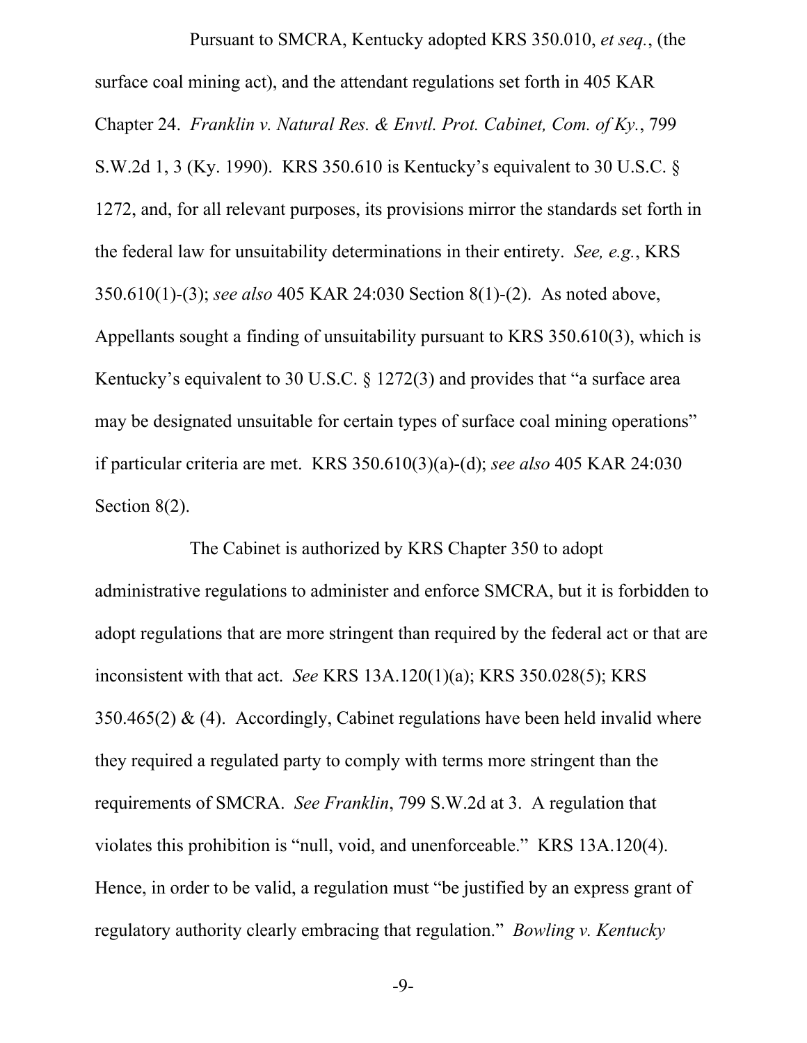Pursuant to SMCRA, Kentucky adopted KRS 350.010, *et seq.*, (the surface coal mining act), and the attendant regulations set forth in 405 KAR Chapter 24. *Franklin v. Natural Res. & Envtl. Prot. Cabinet, Com. of Ky.*, 799 S.W.2d 1, 3 (Ky. 1990). KRS 350.610 is Kentucky's equivalent to 30 U.S.C. § 1272, and, for all relevant purposes, its provisions mirror the standards set forth in the federal law for unsuitability determinations in their entirety. *See, e.g.*, KRS 350.610(1)-(3); *see also* 405 KAR 24:030 Section 8(1)-(2). As noted above, Appellants sought a finding of unsuitability pursuant to KRS 350.610(3), which is Kentucky's equivalent to 30 U.S.C. § 1272(3) and provides that "a surface area may be designated unsuitable for certain types of surface coal mining operations" if particular criteria are met. KRS 350.610(3)(a)-(d); *see also* 405 KAR 24:030 Section 8(2).

The Cabinet is authorized by KRS Chapter 350 to adopt administrative regulations to administer and enforce SMCRA, but it is forbidden to adopt regulations that are more stringent than required by the federal act or that are inconsistent with that act. *See* KRS 13A.120(1)(a); KRS 350.028(5); KRS 350.465(2) & (4). Accordingly, Cabinet regulations have been held invalid where they required a regulated party to comply with terms more stringent than the requirements of SMCRA. *See Franklin*, 799 S.W.2d at 3. A regulation that violates this prohibition is "null, void, and unenforceable." KRS 13A.120(4). Hence, in order to be valid, a regulation must "be justified by an express grant of regulatory authority clearly embracing that regulation." *Bowling v. Kentucky*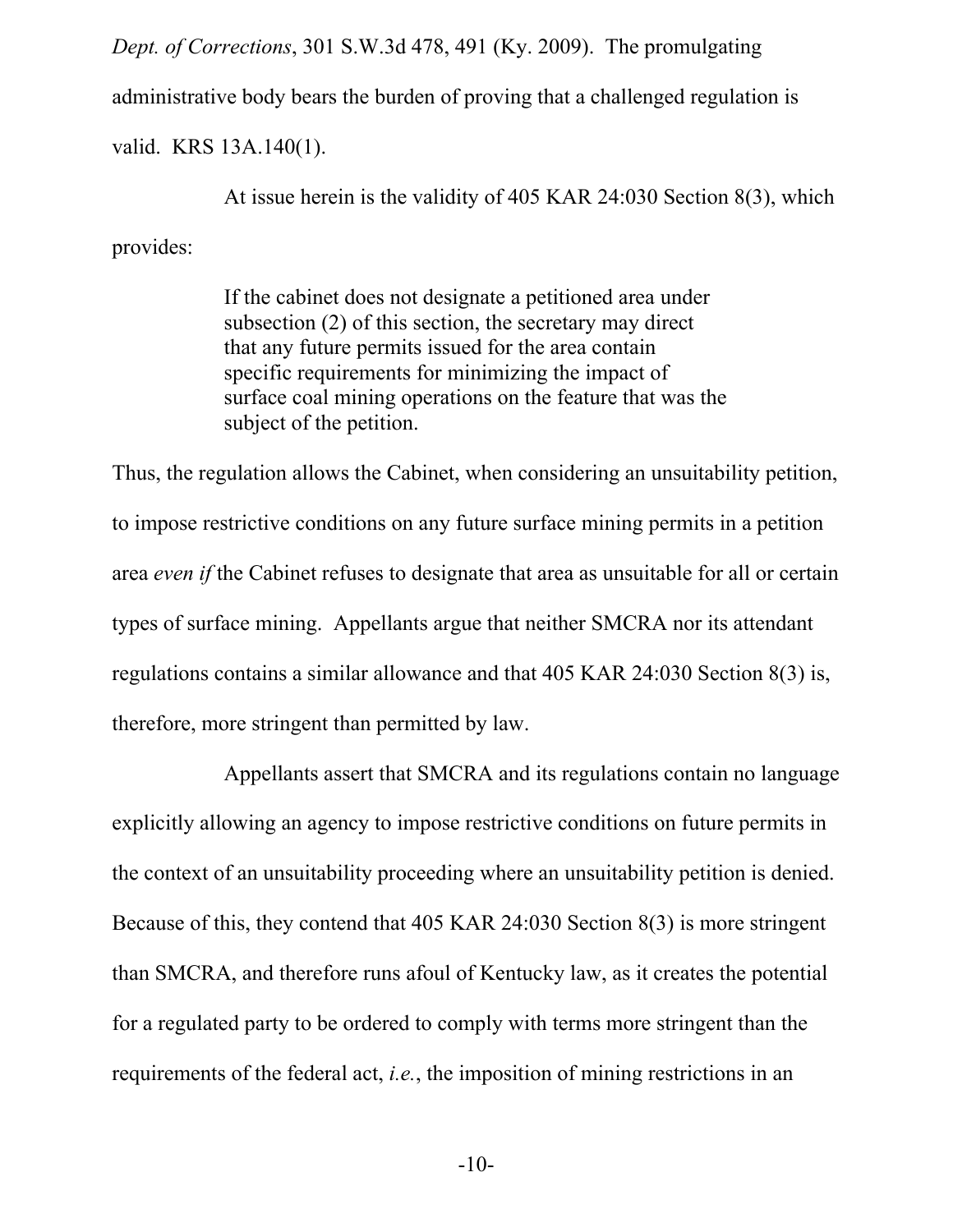*Dept. of Corrections*, 301 S.W.3d 478, 491 (Ky. 2009). The promulgating administrative body bears the burden of proving that a challenged regulation is valid. KRS 13A.140(1).

At issue herein is the validity of 405 KAR 24:030 Section 8(3), which provides:

> If the cabinet does not designate a petitioned area under subsection (2) of this section, the secretary may direct that any future permits issued for the area contain specific requirements for minimizing the impact of surface coal mining operations on the feature that was the subject of the petition.

Thus, the regulation allows the Cabinet, when considering an unsuitability petition, to impose restrictive conditions on any future surface mining permits in a petition area *even if* the Cabinet refuses to designate that area as unsuitable for all or certain types of surface mining. Appellants argue that neither SMCRA nor its attendant regulations contains a similar allowance and that 405 KAR 24:030 Section 8(3) is, therefore, more stringent than permitted by law.

Appellants assert that SMCRA and its regulations contain no language explicitly allowing an agency to impose restrictive conditions on future permits in the context of an unsuitability proceeding where an unsuitability petition is denied. Because of this, they contend that 405 KAR 24:030 Section 8(3) is more stringent than SMCRA, and therefore runs afoul of Kentucky law, as it creates the potential for a regulated party to be ordered to comply with terms more stringent than the requirements of the federal act, *i.e.*, the imposition of mining restrictions in an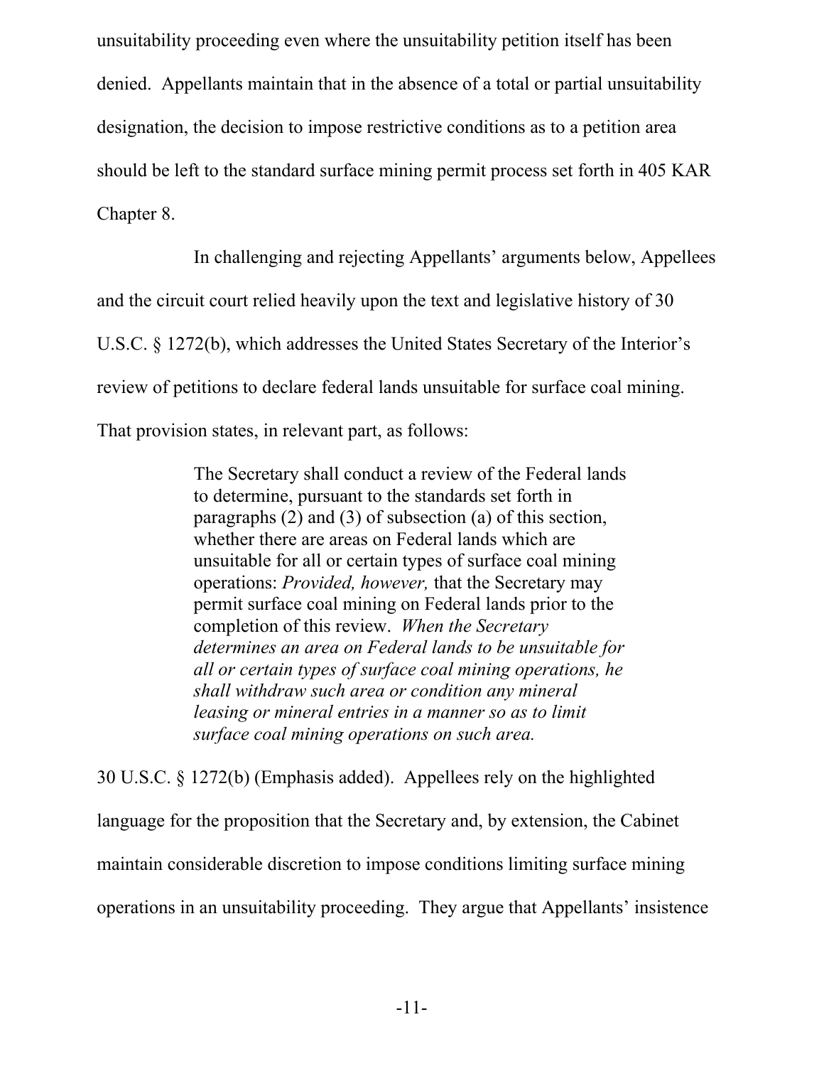unsuitability proceeding even where the unsuitability petition itself has been denied. Appellants maintain that in the absence of a total or partial unsuitability designation, the decision to impose restrictive conditions as to a petition area should be left to the standard surface mining permit process set forth in 405 KAR Chapter 8.

In challenging and rejecting Appellants' arguments below, Appellees and the circuit court relied heavily upon the text and legislative history of 30 U.S.C. § 1272(b), which addresses the United States Secretary of the Interior's review of petitions to declare federal lands unsuitable for surface coal mining. That provision states, in relevant part, as follows:

> The Secretary shall conduct a review of the Federal lands to determine, pursuant to the standards set forth in paragraphs (2) and (3) of subsection (a) of this section, whether there are areas on Federal lands which are unsuitable for all or certain types of surface coal mining operations: *Provided, however,* that the Secretary may permit surface coal mining on Federal lands prior to the completion of this review. *When the Secretary determines an area on Federal lands to be unsuitable for all or certain types of surface coal mining operations, he shall withdraw such area or condition any mineral leasing or mineral entries in a manner so as to limit surface coal mining operations on such area.*

30 U.S.C. § 1272(b) (Emphasis added). Appellees rely on the highlighted language for the proposition that the Secretary and, by extension, the Cabinet maintain considerable discretion to impose conditions limiting surface mining operations in an unsuitability proceeding. They argue that Appellants' insistence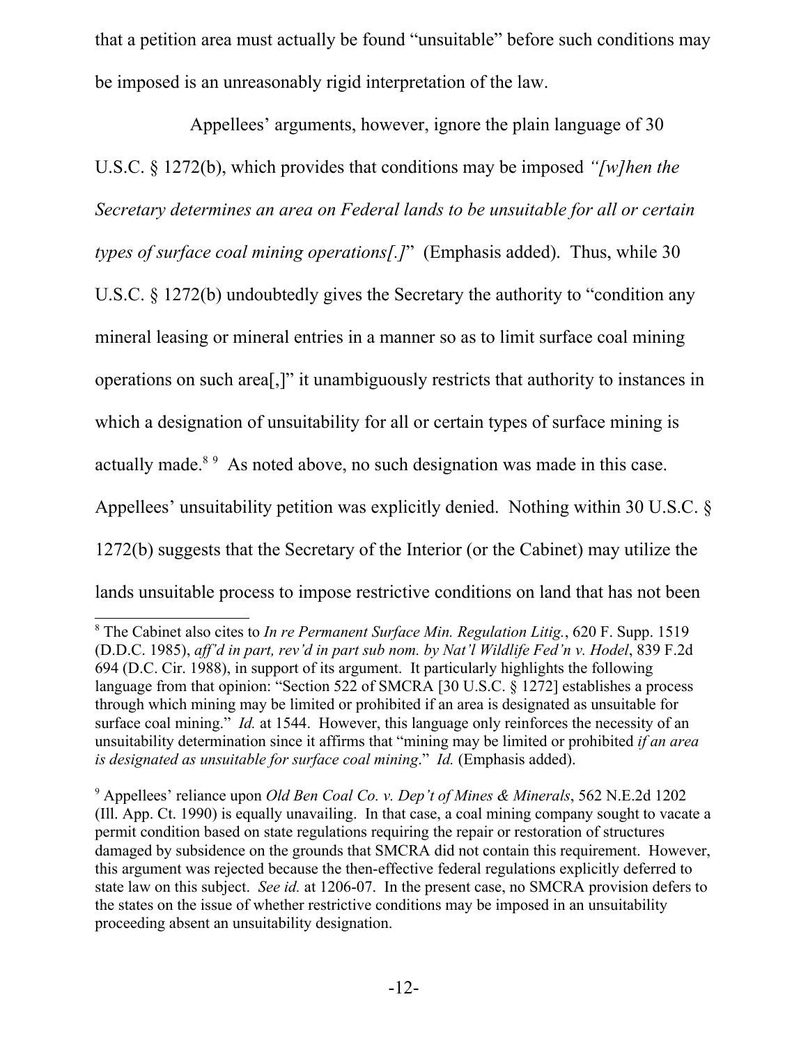that a petition area must actually be found "unsuitable" before such conditions may be imposed is an unreasonably rigid interpretation of the law.

Appellees' arguments, however, ignore the plain language of 30 U.S.C. § 1272(b), which provides that conditions may be imposed *"[w]hen the Secretary determines an area on Federal lands to be unsuitable for all or certain types of surface coal mining operations[.]"* (Emphasis added). Thus, while 30 U.S.C. § 1272(b) undoubtedly gives the Secretary the authority to "condition any mineral leasing or mineral entries in a manner so as to limit surface coal mining operations on such area[,]" it unambiguously restricts that authority to instances in which a designation of unsuitability for all or certain types of surface mining is actually made.[8] [9] As noted above, no such designation was made in this case. Appellees' unsuitability petition was explicitly denied. Nothing within 30 U.S.C. § 1272(b) suggests that the Secretary of the Interior (or the Cabinet) may utilize the lands unsuitable process to impose restrictive conditions on land that has not been

---

[8] The Cabinet also cites to *In re Permanent Surface Min. Regulation Litig.*, 620 F. Supp. 1519 (D.D.C. 1985), *aff'd in part, rev'd in part sub nom. by Nat'l Wildlife Fed'n v. Hodel*, 839 F.2d 694 (D.C. Cir. 1988), in support of its argument. It particularly highlights the following language from that opinion: "Section 522 of SMCRA [30 U.S.C. § 1272] establishes a process through which mining may be limited or prohibited if an area is designated as unsuitable for surface coal mining." *Id.* at 1544. However, this language only reinforces the necessity of an unsuitability determination since it affirms that "mining may be limited or prohibited *if an area is designated as unsuitable for surface coal mining*." *Id.* (Emphasis added).

[9] Appellees' reliance upon *Old Ben Coal Co. v. Dep't of Mines & Minerals*, 562 N.E.2d 1202 (Ill. App. Ct. 1990) is equally unavailing. In that case, a coal mining company sought to vacate a permit condition based on state regulations requiring the repair or restoration of structures damaged by subsidence on the grounds that SMCRA did not contain this requirement. However, this argument was rejected because the then-effective federal regulations explicitly deferred to state law on this subject. *See id.* at 1206-07. In the present case, no SMCRA provision defers to the states on the issue of whether restrictive conditions may be imposed in an unsuitability proceeding absent an unsuitability designation.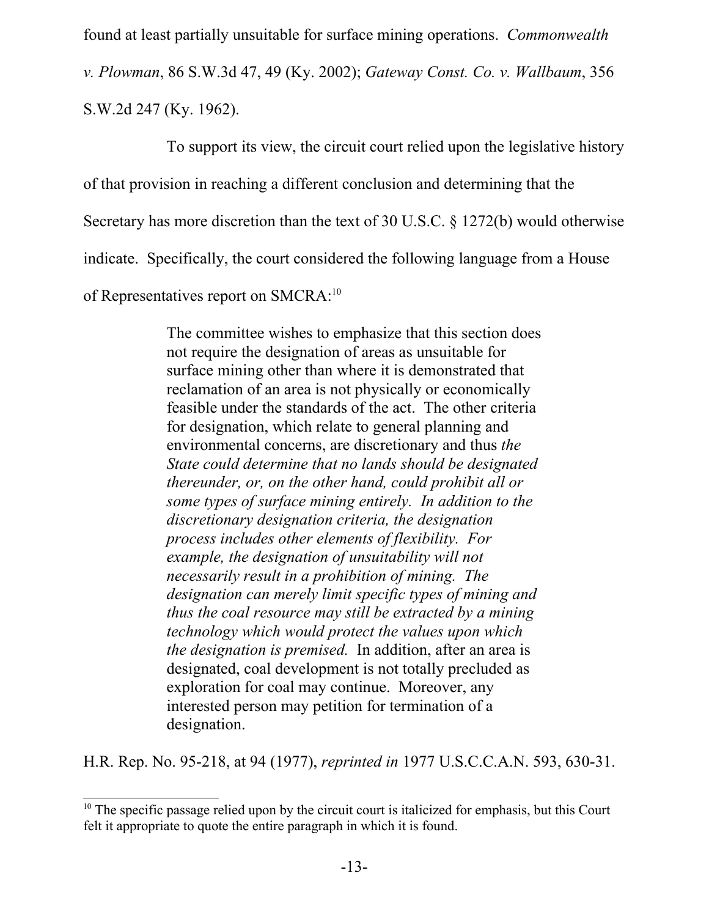found at least partially unsuitable for surface mining operations. *Commonwealth v. Plowman*, 86 S.W.3d 47, 49 (Ky. 2002); *Gateway Const. Co. v. Wallbaum*, 356 S.W.2d 247 (Ky. 1962).

To support its view, the circuit court relied upon the legislative history of that provision in reaching a different conclusion and determining that the Secretary has more discretion than the text of 30 U.S.C. § 1272(b) would otherwise indicate. Specifically, the court considered the following language from a House of Representatives report on SMCRA:[10]

> The committee wishes to emphasize that this section does not require the designation of areas as unsuitable for surface mining other than where it is demonstrated that reclamation of an area is not physically or economically feasible under the standards of the act. The other criteria for designation, which relate to general planning and environmental concerns, are discretionary and thus *the State could determine that no lands should be designated thereunder, or, on the other hand, could prohibit all or some types of surface mining entirely. In addition to the discretionary designation criteria, the designation process includes other elements of flexibility. For example, the designation of unsuitability will not necessarily result in a prohibition of mining. The designation can merely limit specific types of mining and thus the coal resource may still be extracted by a mining technology which would protect the values upon which the designation is premised.* In addition, after an area is designated, coal development is not totally precluded as exploration for coal may continue. Moreover, any interested person may petition for termination of a designation.

H.R. Rep. No. 95-218, at 94 (1977), *reprinted in* 1977 U.S.C.C.A.N. 593, 630-31.

[10] The specific passage relied upon by the circuit court is italicized for emphasis, but this Court felt it appropriate to quote the entire paragraph in which it is found.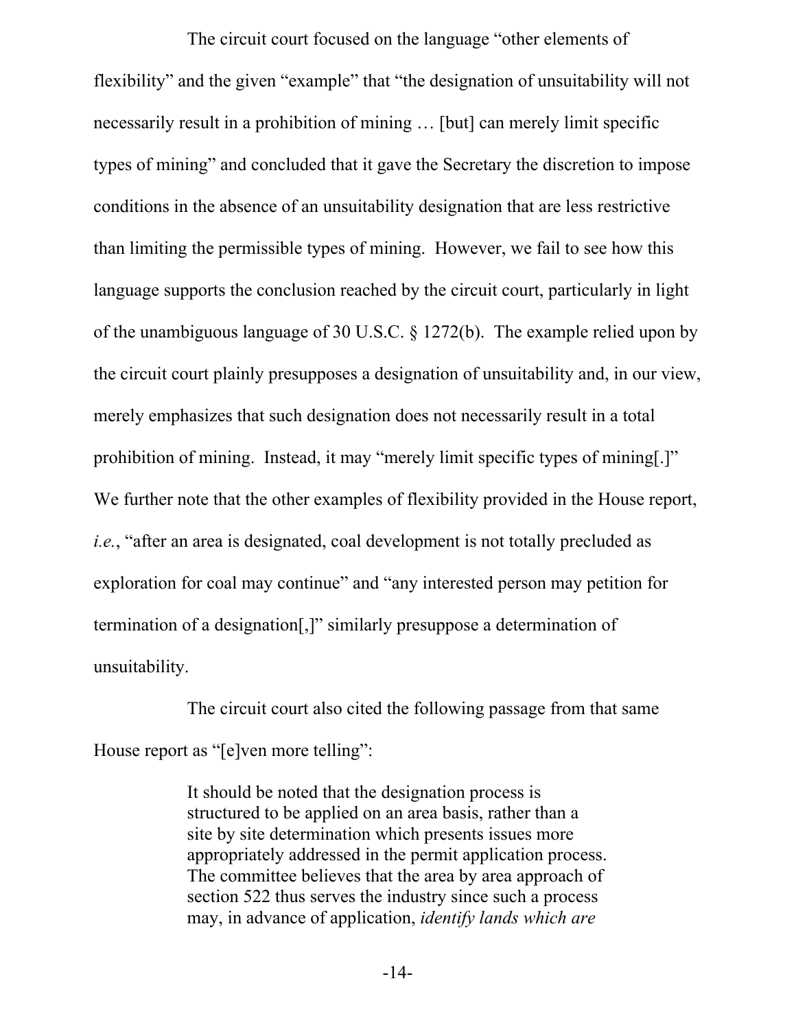The circuit court focused on the language "other elements of flexibility" and the given "example" that "the designation of unsuitability will not necessarily result in a prohibition of mining … [but] can merely limit specific types of mining" and concluded that it gave the Secretary the discretion to impose conditions in the absence of an unsuitability designation that are less restrictive than limiting the permissible types of mining. However, we fail to see how this language supports the conclusion reached by the circuit court, particularly in light of the unambiguous language of 30 U.S.C. § 1272(b). The example relied upon by the circuit court plainly presupposes a designation of unsuitability and, in our view, merely emphasizes that such designation does not necessarily result in a total prohibition of mining. Instead, it may "merely limit specific types of mining[.]" We further note that the other examples of flexibility provided in the House report, *i.e.*, "after an area is designated, coal development is not totally precluded as exploration for coal may continue" and "any interested person may petition for termination of a designation[,]" similarly presuppose a determination of unsuitability.

The circuit court also cited the following passage from that same House report as "[e]ven more telling":

> It should be noted that the designation process is structured to be applied on an area basis, rather than a site by site determination which presents issues more appropriately addressed in the permit application process. The committee believes that the area by area approach of section 522 thus serves the industry since such a process may, in advance of application, *identify lands which are*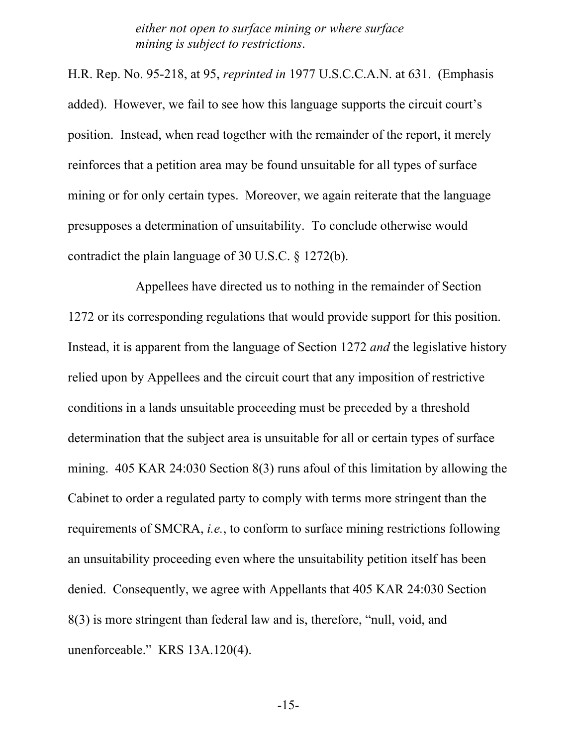> *either not open to surface mining or where surface mining is subject to restrictions*.

H.R. Rep. No. 95-218, at 95, *reprinted in* 1977 U.S.C.C.A.N. at 631. (Emphasis added). However, we fail to see how this language supports the circuit court's position. Instead, when read together with the remainder of the report, it merely reinforces that a petition area may be found unsuitable for all types of surface mining or for only certain types. Moreover, we again reiterate that the language presupposes a determination of unsuitability. To conclude otherwise would contradict the plain language of 30 U.S.C. § 1272(b).

Appellees have directed us to nothing in the remainder of Section 1272 or its corresponding regulations that would provide support for this position. Instead, it is apparent from the language of Section 1272 *and* the legislative history relied upon by Appellees and the circuit court that any imposition of restrictive conditions in a lands unsuitable proceeding must be preceded by a threshold determination that the subject area is unsuitable for all or certain types of surface mining. 405 KAR 24:030 Section 8(3) runs afoul of this limitation by allowing the Cabinet to order a regulated party to comply with terms more stringent than the requirements of SMCRA, *i.e.*, to conform to surface mining restrictions following an unsuitability proceeding even where the unsuitability petition itself has been denied. Consequently, we agree with Appellants that 405 KAR 24:030 Section 8(3) is more stringent than federal law and is, therefore, "null, void, and unenforceable." KRS 13A.120(4).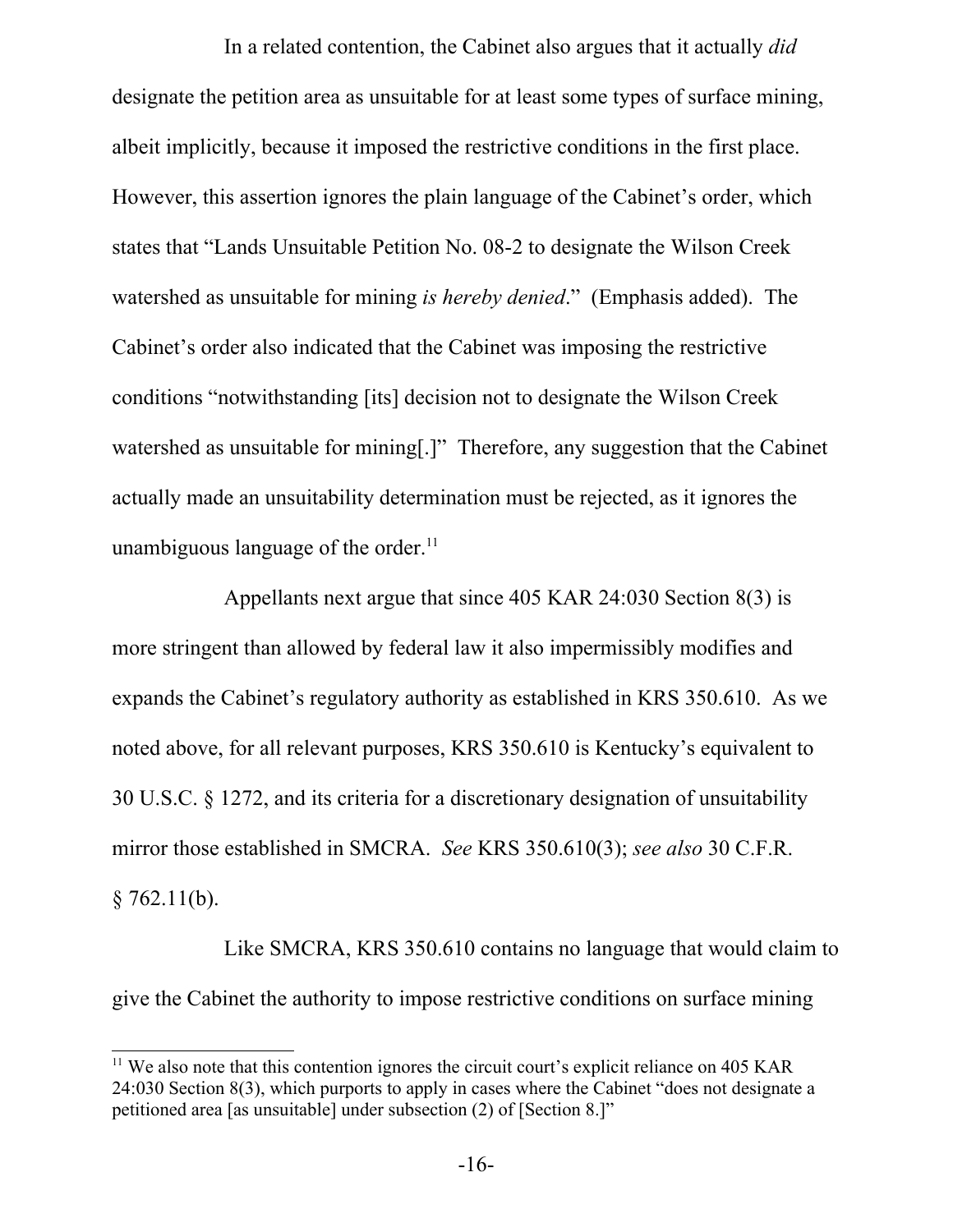In a related contention, the Cabinet also argues that it actually *did* designate the petition area as unsuitable for at least some types of surface mining, albeit implicitly, because it imposed the restrictive conditions in the first place. However, this assertion ignores the plain language of the Cabinet's order, which states that "Lands Unsuitable Petition No. 08-2 to designate the Wilson Creek watershed as unsuitable for mining *is hereby denied*." (Emphasis added). The Cabinet's order also indicated that the Cabinet was imposing the restrictive conditions "notwithstanding [its] decision not to designate the Wilson Creek watershed as unsuitable for mining[.]" Therefore, any suggestion that the Cabinet actually made an unsuitability determination must be rejected, as it ignores the unambiguous language of the order.[11]

Appellants next argue that since 405 KAR 24:030 Section 8(3) is more stringent than allowed by federal law it also impermissibly modifies and expands the Cabinet's regulatory authority as established in KRS 350.610. As we noted above, for all relevant purposes, KRS 350.610 is Kentucky's equivalent to 30 U.S.C. § 1272, and its criteria for a discretionary designation of unsuitability mirror those established in SMCRA. *See* KRS 350.610(3); *see also* 30 C.F.R. § 762.11(b).

Like SMCRA, KRS 350.610 contains no language that would claim to give the Cabinet the authority to impose restrictive conditions on surface mining

---

[11] We also note that this contention ignores the circuit court's explicit reliance on 405 KAR 24:030 Section 8(3), which purports to apply in cases where the Cabinet "does not designate a petitioned area [as unsuitable] under subsection (2) of [Section 8.]"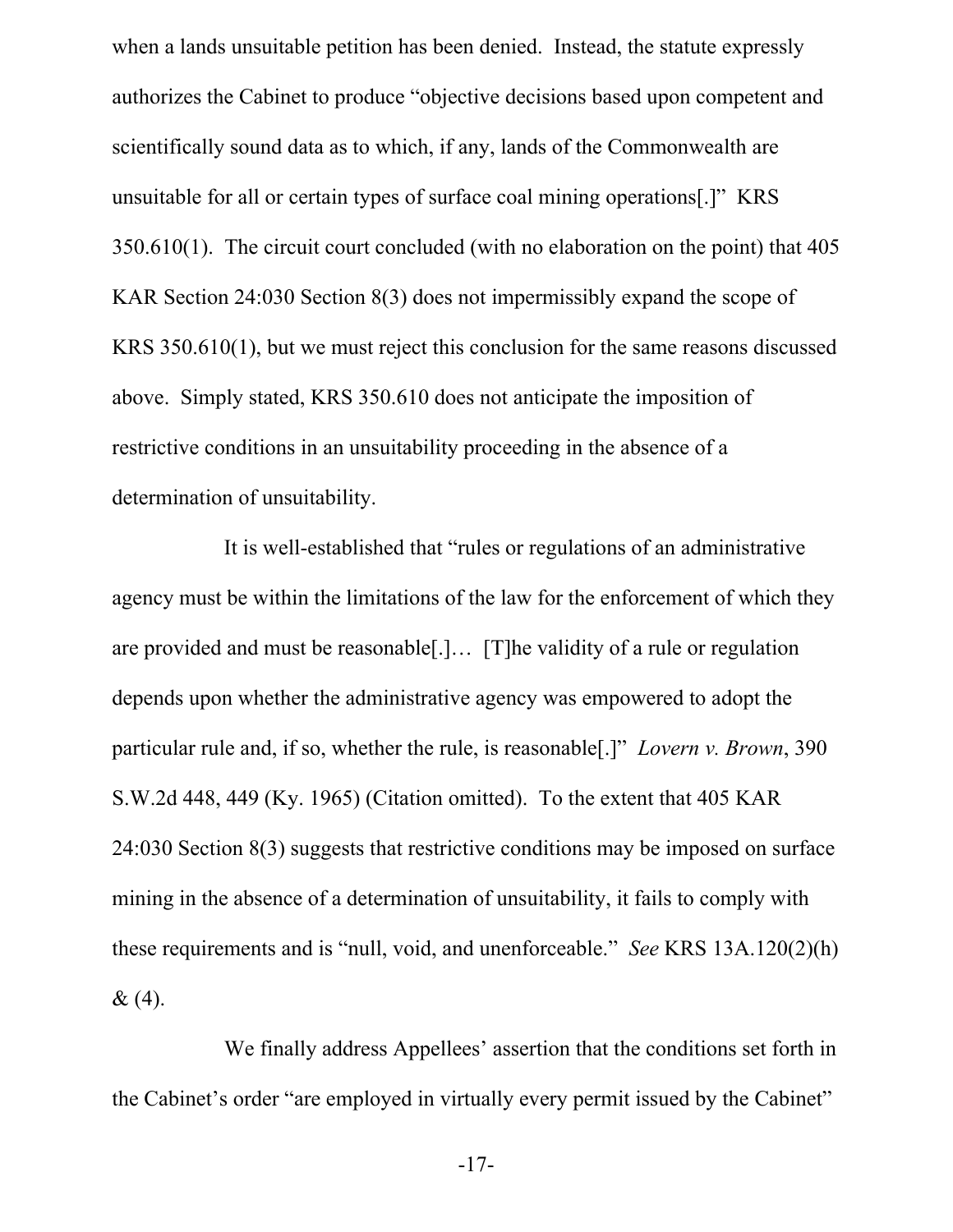when a lands unsuitable petition has been denied. Instead, the statute expressly authorizes the Cabinet to produce "objective decisions based upon competent and scientifically sound data as to which, if any, lands of the Commonwealth are unsuitable for all or certain types of surface coal mining operations[.]" KRS 350.610(1). The circuit court concluded (with no elaboration on the point) that 405 KAR Section 24:030 Section 8(3) does not impermissibly expand the scope of KRS 350.610(1), but we must reject this conclusion for the same reasons discussed above. Simply stated, KRS 350.610 does not anticipate the imposition of restrictive conditions in an unsuitability proceeding in the absence of a determination of unsuitability.

It is well-established that "rules or regulations of an administrative agency must be within the limitations of the law for the enforcement of which they are provided and must be reasonable[.]… [T]he validity of a rule or regulation depends upon whether the administrative agency was empowered to adopt the particular rule and, if so, whether the rule, is reasonable[.]" *Lovern v. Brown*, 390 S.W.2d 448, 449 (Ky. 1965) (Citation omitted). To the extent that 405 KAR 24:030 Section 8(3) suggests that restrictive conditions may be imposed on surface mining in the absence of a determination of unsuitability, it fails to comply with these requirements and is "null, void, and unenforceable." *See* KRS 13A.120(2)(h) & (4).

We finally address Appellees' assertion that the conditions set forth in the Cabinet's order "are employed in virtually every permit issued by the Cabinet"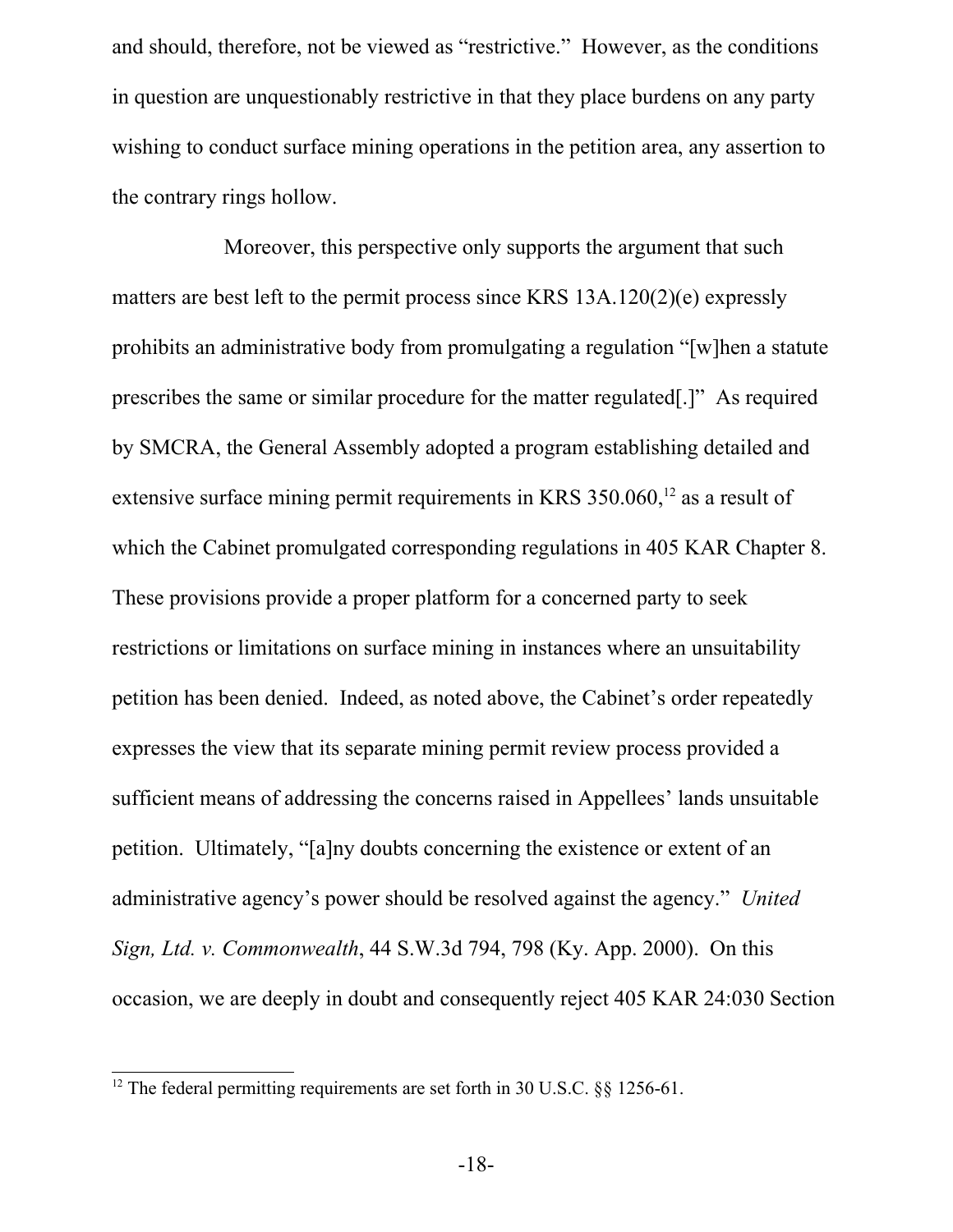and should, therefore, not be viewed as "restrictive." However, as the conditions in question are unquestionably restrictive in that they place burdens on any party wishing to conduct surface mining operations in the petition area, any assertion to the contrary rings hollow.

Moreover, this perspective only supports the argument that such matters are best left to the permit process since KRS 13A.120(2)(e) expressly prohibits an administrative body from promulgating a regulation "[w]hen a statute prescribes the same or similar procedure for the matter regulated[.]" As required by SMCRA, the General Assembly adopted a program establishing detailed and extensive surface mining permit requirements in KRS 350.060,[12] as a result of which the Cabinet promulgated corresponding regulations in 405 KAR Chapter 8. These provisions provide a proper platform for a concerned party to seek restrictions or limitations on surface mining in instances where an unsuitability petition has been denied. Indeed, as noted above, the Cabinet's order repeatedly expresses the view that its separate mining permit review process provided a sufficient means of addressing the concerns raised in Appellees' lands unsuitable petition. Ultimately, "[a]ny doubts concerning the existence or extent of an administrative agency's power should be resolved against the agency." *United Sign, Ltd. v. Commonwealth*, 44 S.W.3d 794, 798 (Ky. App. 2000). On this occasion, we are deeply in doubt and consequently reject 405 KAR 24:030 Section

[12] The federal permitting requirements are set forth in 30 U.S.C. §§ 1256-61.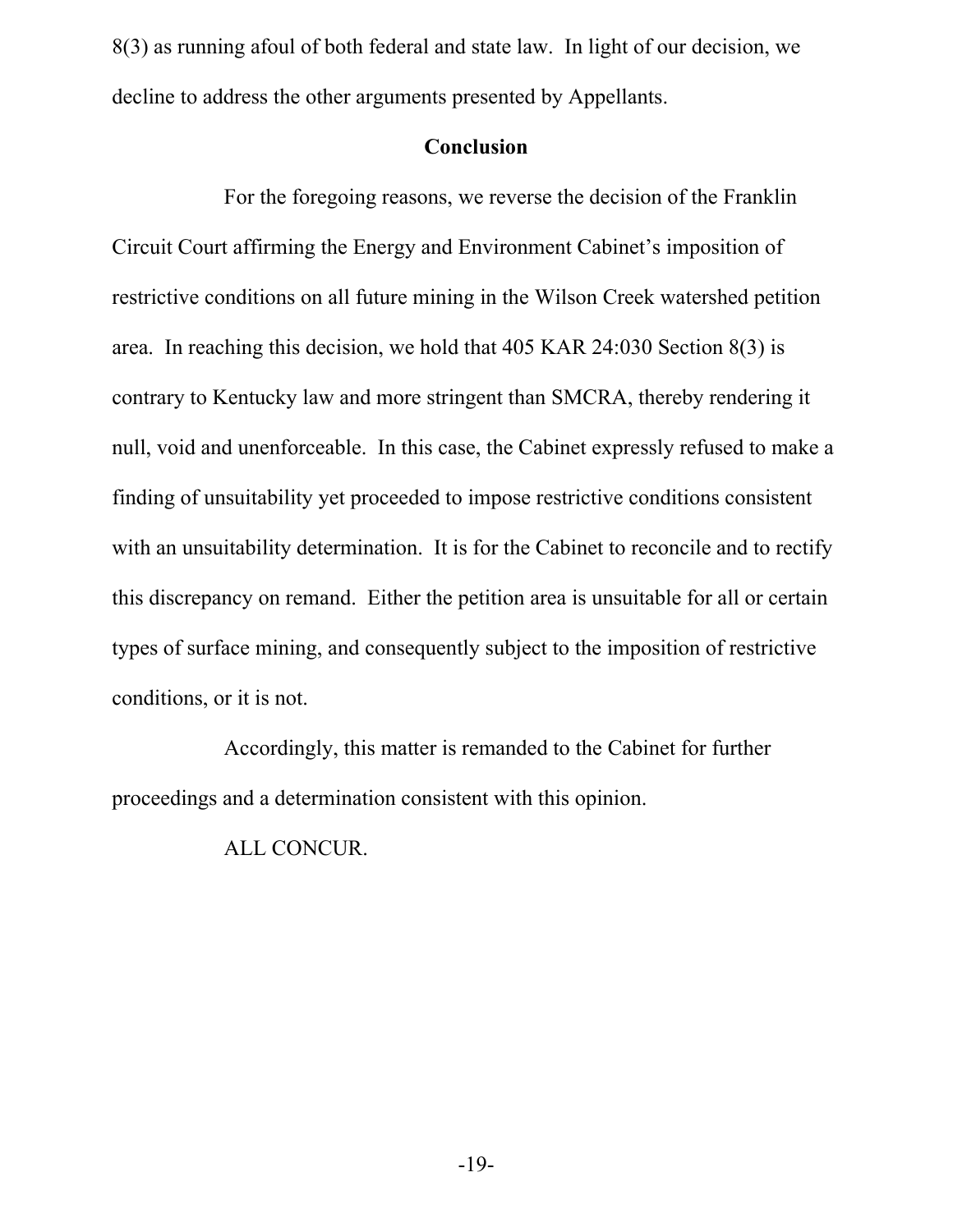8(3) as running afoul of both federal and state law. In light of our decision, we decline to address the other arguments presented by Appellants.

## Conclusion

For the foregoing reasons, we reverse the decision of the Franklin Circuit Court affirming the Energy and Environment Cabinet's imposition of restrictive conditions on all future mining in the Wilson Creek watershed petition area. In reaching this decision, we hold that 405 KAR 24:030 Section 8(3) is contrary to Kentucky law and more stringent than SMCRA, thereby rendering it null, void and unenforceable. In this case, the Cabinet expressly refused to make a finding of unsuitability yet proceeded to impose restrictive conditions consistent with an unsuitability determination. It is for the Cabinet to reconcile and to rectify this discrepancy on remand. Either the petition area is unsuitable for all or certain types of surface mining, and consequently subject to the imposition of restrictive conditions, or it is not.

Accordingly, this matter is remanded to the Cabinet for further proceedings and a determination consistent with this opinion.

ALL CONCUR.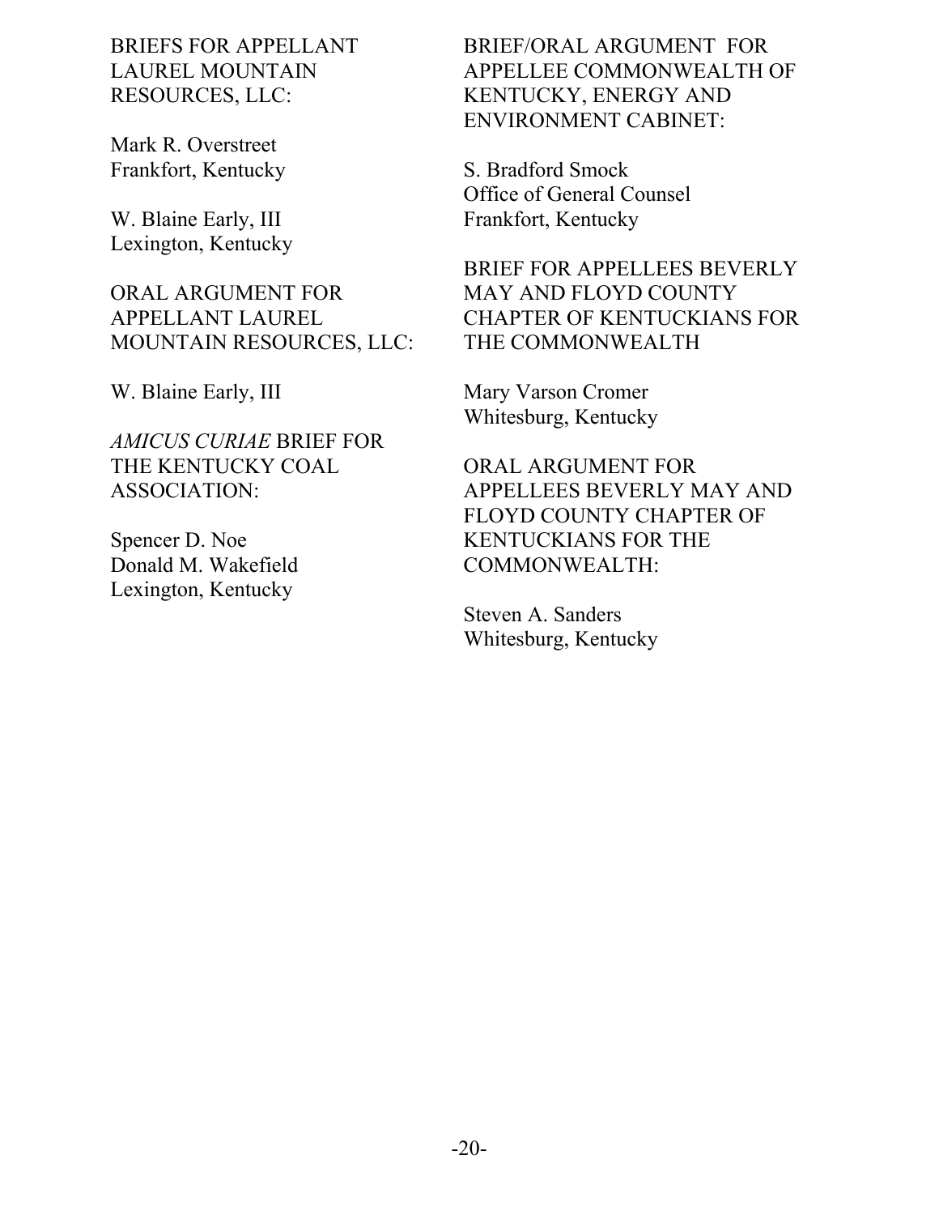BRIEFS FOR APPELLANT LAUREL MOUNTAIN RESOURCES, LLC:

Mark R. Overstreet
Frankfort, Kentucky

W. Blaine Early, III
Lexington, Kentucky

ORAL ARGUMENT FOR APPELLANT LAUREL MOUNTAIN RESOURCES, LLC:

W. Blaine Early, III

*AMICUS CURIAE* BRIEF FOR THE KENTUCKY COAL ASSOCIATION:

Spencer D. Noe
Donald M. Wakefield
Lexington, Kentucky

BRIEF/ORAL ARGUMENT FOR APPELLEE COMMONWEALTH OF KENTUCKY, ENERGY AND ENVIRONMENT CABINET:

S. Bradford Smock
Office of General Counsel
Frankfort, Kentucky

BRIEF FOR APPELLEES BEVERLY MAY AND FLOYD COUNTY CHAPTER OF KENTUCKIANS FOR THE COMMONWEALTH

Mary Varson Cromer
Whitesburg, Kentucky

ORAL ARGUMENT FOR APPELLEES BEVERLY MAY AND FLOYD COUNTY CHAPTER OF KENTUCKIANS FOR THE COMMONWEALTH:

Steven A. Sanders
Whitesburg, Kentucky